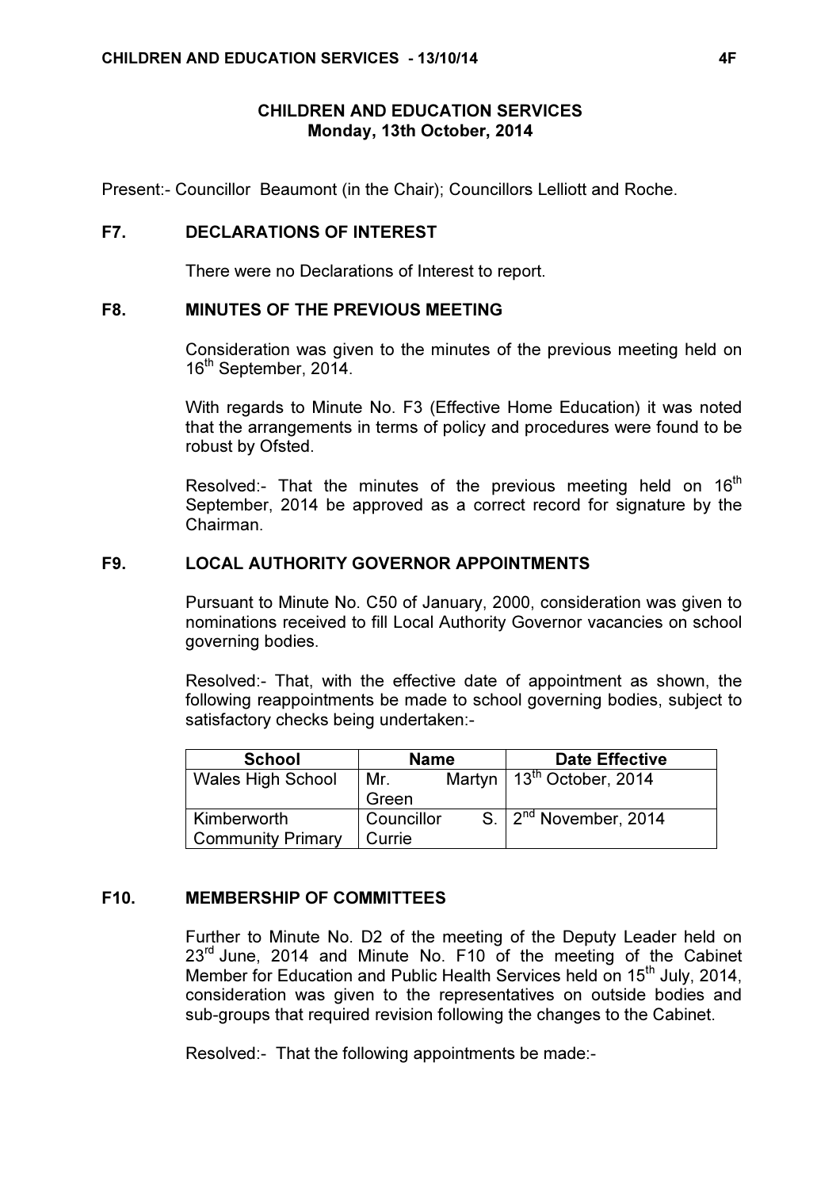# CHILDREN AND EDUCATION SERVICES
## Monday, 13th October, 2014

Present:- Councillor Beaumont (in the Chair); Councillors Lelliott and Roche.

### F7. DECLARATIONS OF INTEREST

There were no Declarations of Interest to report.

### F8. MINUTES OF THE PREVIOUS MEETING

Consideration was given to the minutes of the previous meeting held on 16th September, 2014.

With regards to Minute No. F3 (Effective Home Education) it was noted that the arrangements in terms of policy and procedures were found to be robust by Ofsted.

Resolved:- That the minutes of the previous meeting held on 16th September, 2014 be approved as a correct record for signature by the Chairman.

### F9. LOCAL AUTHORITY GOVERNOR APPOINTMENTS

Pursuant to Minute No. C50 of January, 2000, consideration was given to nominations received to fill Local Authority Governor vacancies on school governing bodies.

Resolved:- That, with the effective date of appointment as shown, the following reappointments be made to school governing bodies, subject to satisfactory checks being undertaken:-

| School | Name | Date Effective |
|---|---|---|
| Wales High School | Mr. Martyn Green | 13th October, 2014 |
| Kimberworth Community Primary | Councillor S. Currie | 2nd November, 2014 |

### F10. MEMBERSHIP OF COMMITTEES

Further to Minute No. D2 of the meeting of the Deputy Leader held on 23rd June, 2014 and Minute No. F10 of the meeting of the Cabinet Member for Education and Public Health Services held on 15th July, 2014, consideration was given to the representatives on outside bodies and sub-groups that required revision following the changes to the Cabinet.

Resolved:- That the following appointments be made:-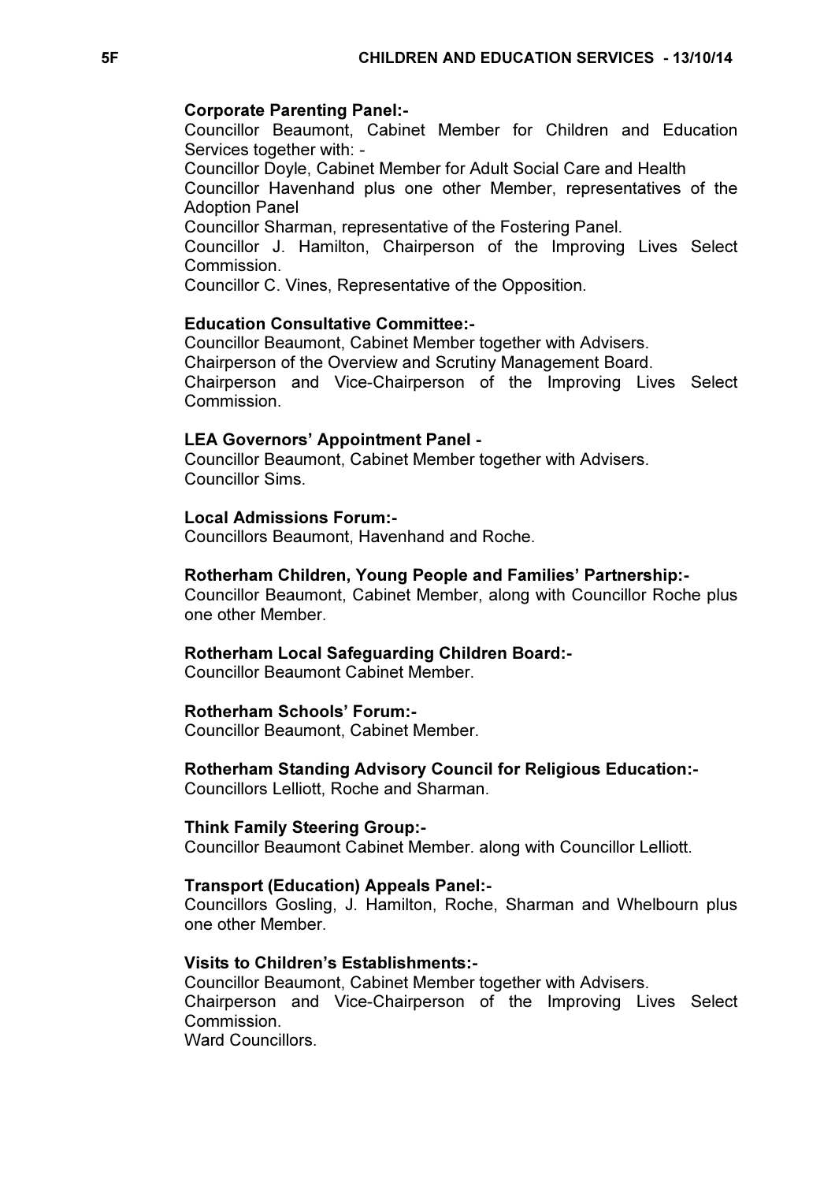**Corporate Parenting Panel:-**
Councillor Beaumont, Cabinet Member for Children and Education Services together with: -
Councillor Doyle, Cabinet Member for Adult Social Care and Health
Councillor Havenhand plus one other Member, representatives of the Adoption Panel
Councillor Sharman, representative of the Fostering Panel.
Councillor J. Hamilton, Chairperson of the Improving Lives Select Commission.
Councillor C. Vines, Representative of the Opposition.

**Education Consultative Committee:-**
Councillor Beaumont, Cabinet Member together with Advisers.
Chairperson of the Overview and Scrutiny Management Board.
Chairperson and Vice-Chairperson of the Improving Lives Select Commission.

**LEA Governors' Appointment Panel -**
Councillor Beaumont, Cabinet Member together with Advisers.
Councillor Sims.

**Local Admissions Forum:-**
Councillors Beaumont, Havenhand and Roche.

**Rotherham Children, Young People and Families' Partnership:-**
Councillor Beaumont, Cabinet Member, along with Councillor Roche plus one other Member.

**Rotherham Local Safeguarding Children Board:-**
Councillor Beaumont Cabinet Member.

**Rotherham Schools' Forum:-**
Councillor Beaumont, Cabinet Member.

**Rotherham Standing Advisory Council for Religious Education:-**
Councillors Lelliott, Roche and Sharman.

**Think Family Steering Group:-**
Councillor Beaumont Cabinet Member. along with Councillor Lelliott.

**Transport (Education) Appeals Panel:-**
Councillors Gosling, J. Hamilton, Roche, Sharman and Whelbourn plus one other Member.

**Visits to Children's Establishments:-**
Councillor Beaumont, Cabinet Member together with Advisers.
Chairperson and Vice-Chairperson of the Improving Lives Select Commission.
Ward Councillors.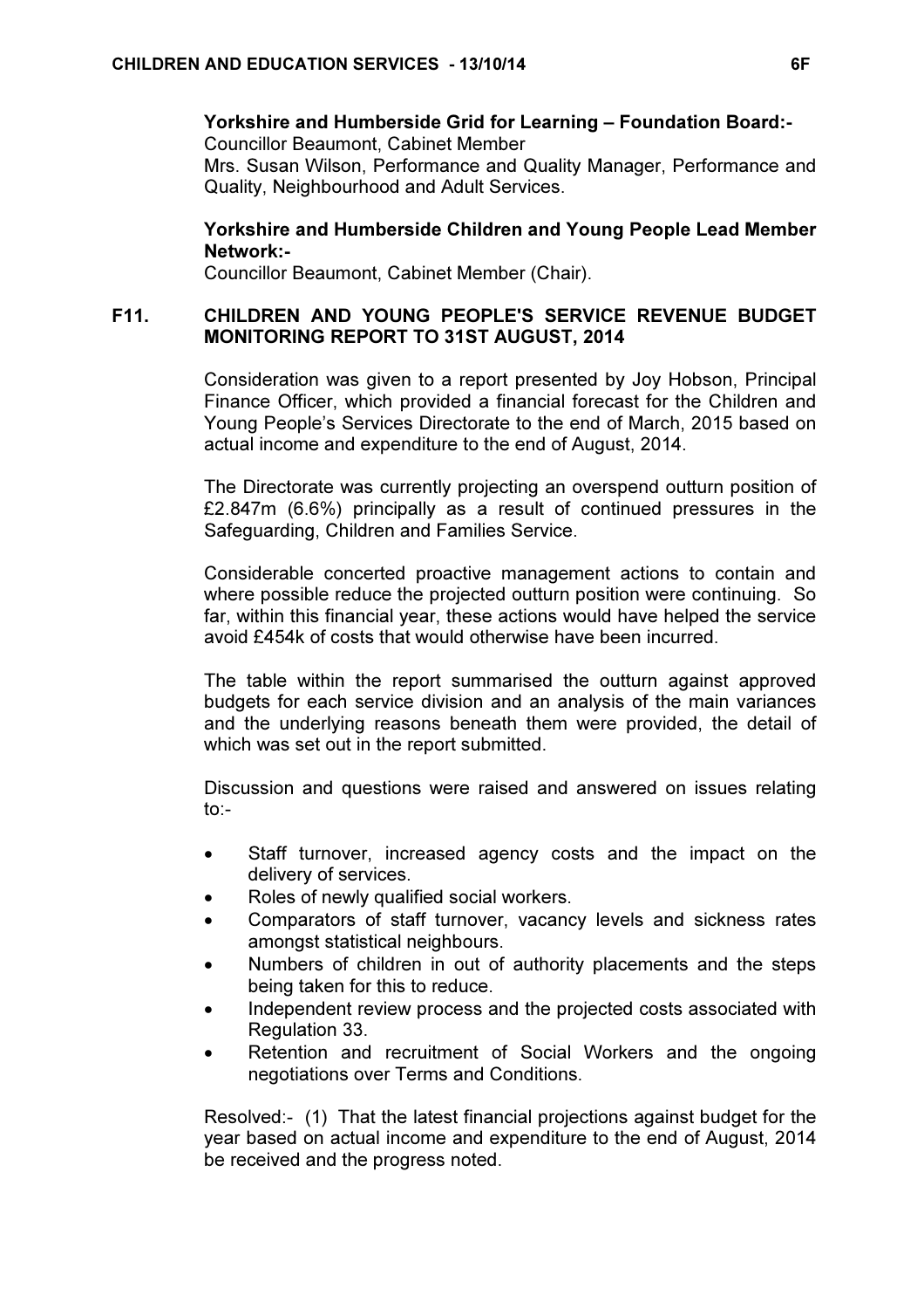**Yorkshire and Humberside Grid for Learning – Foundation Board:-**
Councillor Beaumont, Cabinet Member
Mrs. Susan Wilson, Performance and Quality Manager, Performance and Quality, Neighbourhood and Adult Services.

**Yorkshire and Humberside Children and Young People Lead Member Network:-**
Councillor Beaumont, Cabinet Member (Chair).

## F11. CHILDREN AND YOUNG PEOPLE'S SERVICE REVENUE BUDGET MONITORING REPORT TO 31ST AUGUST, 2014

Consideration was given to a report presented by Joy Hobson, Principal Finance Officer, which provided a financial forecast for the Children and Young People's Services Directorate to the end of March, 2015 based on actual income and expenditure to the end of August, 2014.

The Directorate was currently projecting an overspend outturn position of £2.847m (6.6%) principally as a result of continued pressures in the Safeguarding, Children and Families Service.

Considerable concerted proactive management actions to contain and where possible reduce the projected outturn position were continuing. So far, within this financial year, these actions would have helped the service avoid £454k of costs that would otherwise have been incurred.

The table within the report summarised the outturn against approved budgets for each service division and an analysis of the main variances and the underlying reasons beneath them were provided, the detail of which was set out in the report submitted.

Discussion and questions were raised and answered on issues relating to:-

- Staff turnover, increased agency costs and the impact on the delivery of services.
- Roles of newly qualified social workers.
- Comparators of staff turnover, vacancy levels and sickness rates amongst statistical neighbours.
- Numbers of children in out of authority placements and the steps being taken for this to reduce.
- Independent review process and the projected costs associated with Regulation 33.
- Retention and recruitment of Social Workers and the ongoing negotiations over Terms and Conditions.

Resolved:- (1) That the latest financial projections against budget for the year based on actual income and expenditure to the end of August, 2014 be received and the progress noted.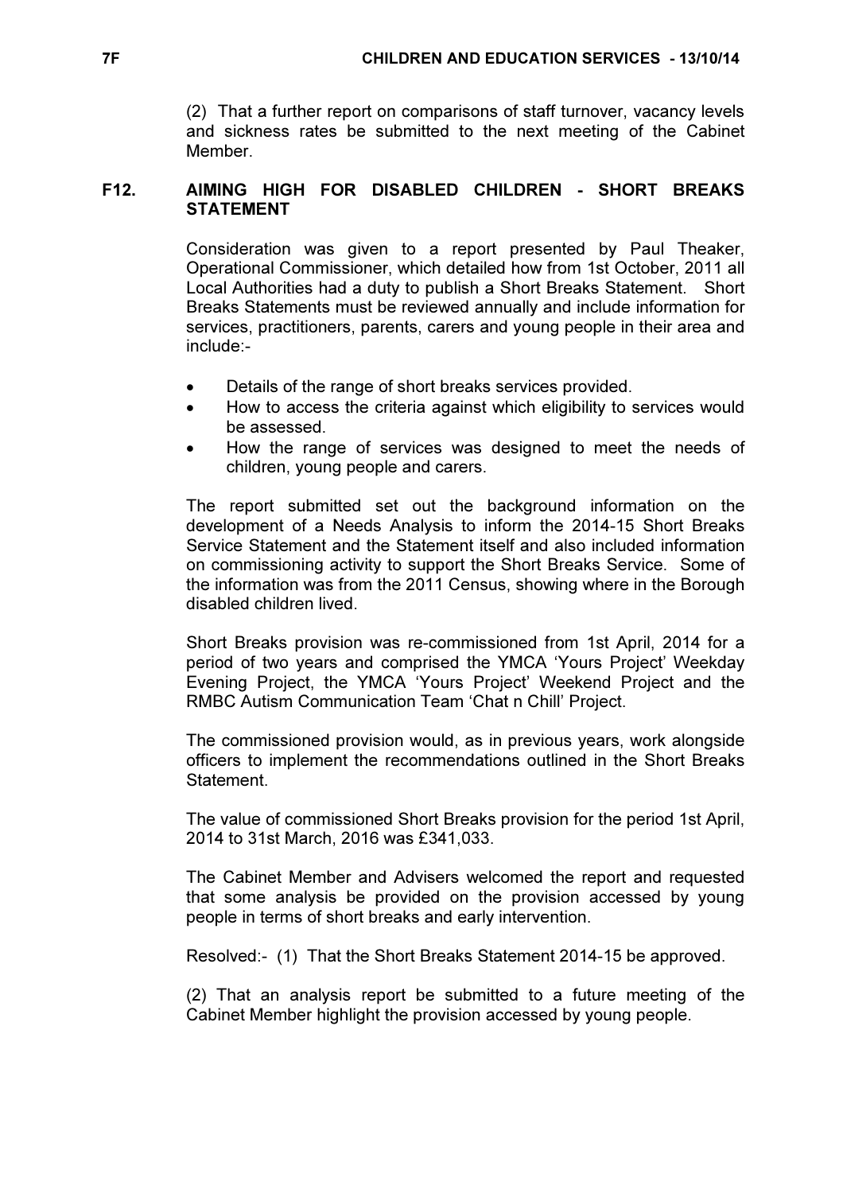(2) That a further report on comparisons of staff turnover, vacancy levels and sickness rates be submitted to the next meeting of the Cabinet Member.

## F12. AIMING HIGH FOR DISABLED CHILDREN - SHORT BREAKS STATEMENT

Consideration was given to a report presented by Paul Theaker, Operational Commissioner, which detailed how from 1st October, 2011 all Local Authorities had a duty to publish a Short Breaks Statement. Short Breaks Statements must be reviewed annually and include information for services, practitioners, parents, carers and young people in their area and include:-

- Details of the range of short breaks services provided.
- How to access the criteria against which eligibility to services would be assessed.
- How the range of services was designed to meet the needs of children, young people and carers.

The report submitted set out the background information on the development of a Needs Analysis to inform the 2014-15 Short Breaks Service Statement and the Statement itself and also included information on commissioning activity to support the Short Breaks Service. Some of the information was from the 2011 Census, showing where in the Borough disabled children lived.

Short Breaks provision was re-commissioned from 1st April, 2014 for a period of two years and comprised the YMCA 'Yours Project' Weekday Evening Project, the YMCA 'Yours Project' Weekend Project and the RMBC Autism Communication Team 'Chat n Chill' Project.

The commissioned provision would, as in previous years, work alongside officers to implement the recommendations outlined in the Short Breaks Statement.

The value of commissioned Short Breaks provision for the period 1st April, 2014 to 31st March, 2016 was £341,033.

The Cabinet Member and Advisers welcomed the report and requested that some analysis be provided on the provision accessed by young people in terms of short breaks and early intervention.

Resolved:- (1) That the Short Breaks Statement 2014-15 be approved.

(2) That an analysis report be submitted to a future meeting of the Cabinet Member highlight the provision accessed by young people.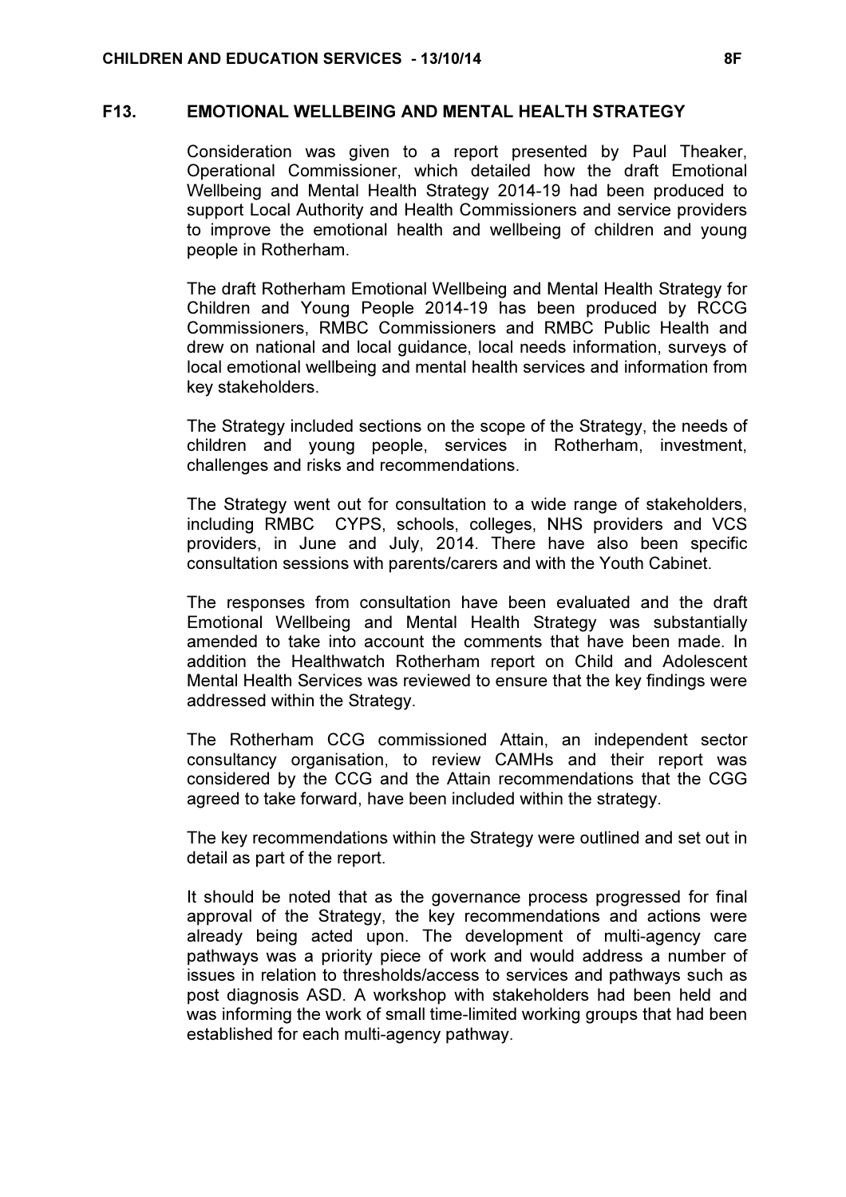## F13. EMOTIONAL WELLBEING AND MENTAL HEALTH STRATEGY

Consideration was given to a report presented by Paul Theaker, Operational Commissioner, which detailed how the draft Emotional Wellbeing and Mental Health Strategy 2014-19 had been produced to support Local Authority and Health Commissioners and service providers to improve the emotional health and wellbeing of children and young people in Rotherham.

The draft Rotherham Emotional Wellbeing and Mental Health Strategy for Children and Young People 2014-19 has been produced by RCCG Commissioners, RMBC Commissioners and RMBC Public Health and drew on national and local guidance, local needs information, surveys of local emotional wellbeing and mental health services and information from key stakeholders.

The Strategy included sections on the scope of the Strategy, the needs of children and young people, services in Rotherham, investment, challenges and risks and recommendations.

The Strategy went out for consultation to a wide range of stakeholders, including RMBC CYPS, schools, colleges, NHS providers and VCS providers, in June and July, 2014. There have also been specific consultation sessions with parents/carers and with the Youth Cabinet.

The responses from consultation have been evaluated and the draft Emotional Wellbeing and Mental Health Strategy was substantially amended to take into account the comments that have been made. In addition the Healthwatch Rotherham report on Child and Adolescent Mental Health Services was reviewed to ensure that the key findings were addressed within the Strategy.

The Rotherham CCG commissioned Attain, an independent sector consultancy organisation, to review CAMHs and their report was considered by the CCG and the Attain recommendations that the CGG agreed to take forward, have been included within the strategy.

The key recommendations within the Strategy were outlined and set out in detail as part of the report.

It should be noted that as the governance process progressed for final approval of the Strategy, the key recommendations and actions were already being acted upon. The development of multi-agency care pathways was a priority piece of work and would address a number of issues in relation to thresholds/access to services and pathways such as post diagnosis ASD. A workshop with stakeholders had been held and was informing the work of small time-limited working groups that had been established for each multi-agency pathway.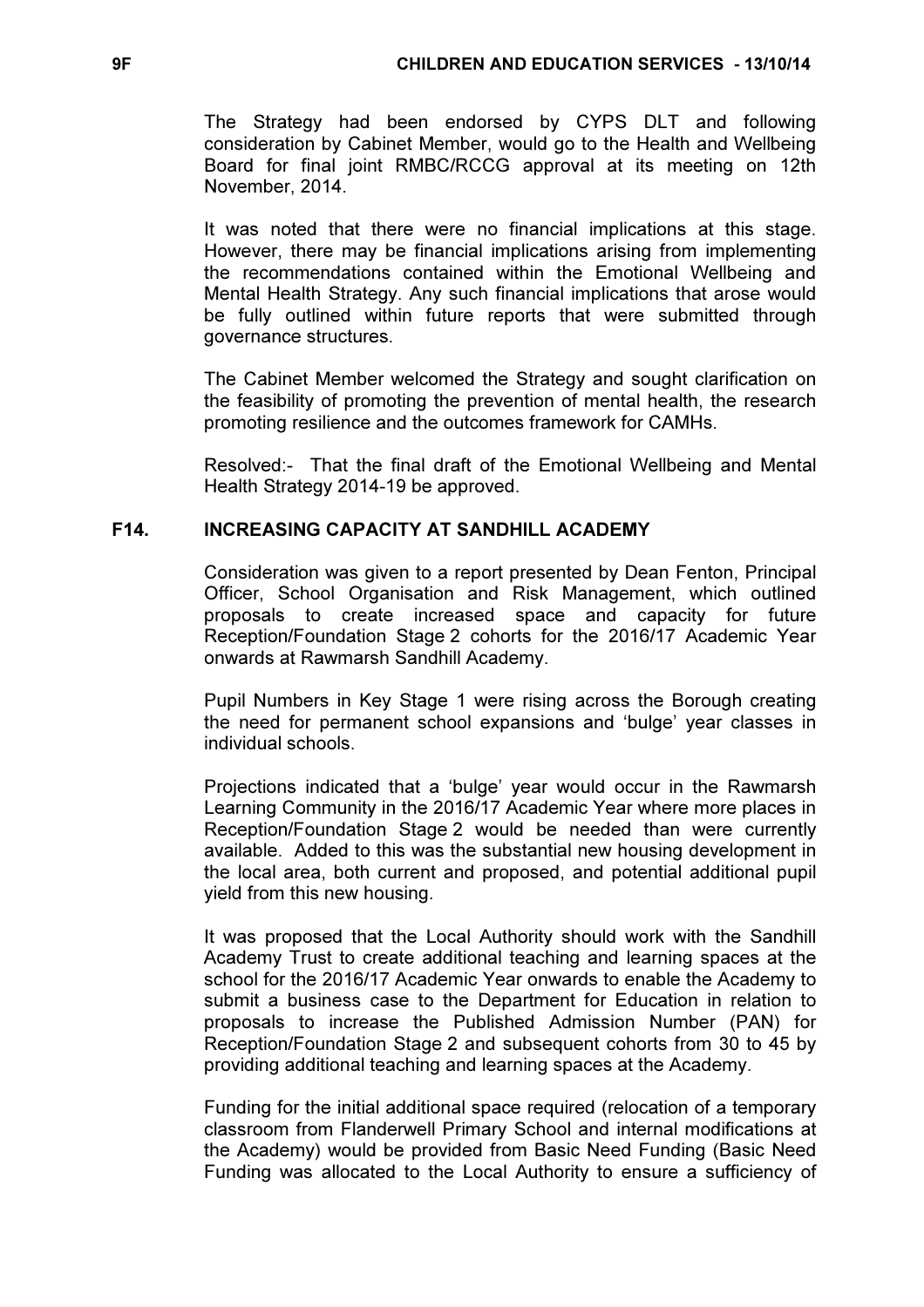The Strategy had been endorsed by CYPS DLT and following consideration by Cabinet Member, would go to the Health and Wellbeing Board for final joint RMBC/RCCG approval at its meeting on 12th November, 2014.

It was noted that there were no financial implications at this stage. However, there may be financial implications arising from implementing the recommendations contained within the Emotional Wellbeing and Mental Health Strategy. Any such financial implications that arose would be fully outlined within future reports that were submitted through governance structures.

The Cabinet Member welcomed the Strategy and sought clarification on the feasibility of promoting the prevention of mental health, the research promoting resilience and the outcomes framework for CAMHs.

Resolved:- That the final draft of the Emotional Wellbeing and Mental Health Strategy 2014-19 be approved.

## F14. INCREASING CAPACITY AT SANDHILL ACADEMY

Consideration was given to a report presented by Dean Fenton, Principal Officer, School Organisation and Risk Management, which outlined proposals to create increased space and capacity for future Reception/Foundation Stage 2 cohorts for the 2016/17 Academic Year onwards at Rawmarsh Sandhill Academy.

Pupil Numbers in Key Stage 1 were rising across the Borough creating the need for permanent school expansions and 'bulge' year classes in individual schools.

Projections indicated that a 'bulge' year would occur in the Rawmarsh Learning Community in the 2016/17 Academic Year where more places in Reception/Foundation Stage 2 would be needed than were currently available. Added to this was the substantial new housing development in the local area, both current and proposed, and potential additional pupil yield from this new housing.

It was proposed that the Local Authority should work with the Sandhill Academy Trust to create additional teaching and learning spaces at the school for the 2016/17 Academic Year onwards to enable the Academy to submit a business case to the Department for Education in relation to proposals to increase the Published Admission Number (PAN) for Reception/Foundation Stage 2 and subsequent cohorts from 30 to 45 by providing additional teaching and learning spaces at the Academy.

Funding for the initial additional space required (relocation of a temporary classroom from Flanderwell Primary School and internal modifications at the Academy) would be provided from Basic Need Funding (Basic Need Funding was allocated to the Local Authority to ensure a sufficiency of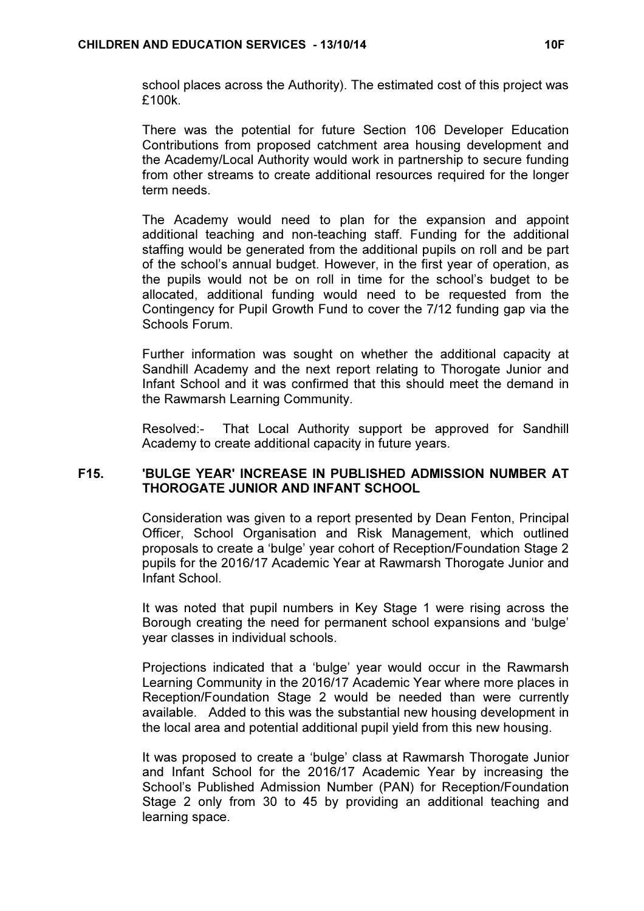school places across the Authority). The estimated cost of this project was £100k.

There was the potential for future Section 106 Developer Education Contributions from proposed catchment area housing development and the Academy/Local Authority would work in partnership to secure funding from other streams to create additional resources required for the longer term needs.

The Academy would need to plan for the expansion and appoint additional teaching and non-teaching staff. Funding for the additional staffing would be generated from the additional pupils on roll and be part of the school's annual budget. However, in the first year of operation, as the pupils would not be on roll in time for the school's budget to be allocated, additional funding would need to be requested from the Contingency for Pupil Growth Fund to cover the 7/12 funding gap via the Schools Forum.

Further information was sought on whether the additional capacity at Sandhill Academy and the next report relating to Thorogate Junior and Infant School and it was confirmed that this should meet the demand in the Rawmarsh Learning Community.

Resolved:- That Local Authority support be approved for Sandhill Academy to create additional capacity in future years.

## F15. 'BULGE YEAR' INCREASE IN PUBLISHED ADMISSION NUMBER AT THOROGATE JUNIOR AND INFANT SCHOOL

Consideration was given to a report presented by Dean Fenton, Principal Officer, School Organisation and Risk Management, which outlined proposals to create a 'bulge' year cohort of Reception/Foundation Stage 2 pupils for the 2016/17 Academic Year at Rawmarsh Thorogate Junior and Infant School.

It was noted that pupil numbers in Key Stage 1 were rising across the Borough creating the need for permanent school expansions and 'bulge' year classes in individual schools.

Projections indicated that a 'bulge' year would occur in the Rawmarsh Learning Community in the 2016/17 Academic Year where more places in Reception/Foundation Stage 2 would be needed than were currently available. Added to this was the substantial new housing development in the local area and potential additional pupil yield from this new housing.

It was proposed to create a 'bulge' class at Rawmarsh Thorogate Junior and Infant School for the 2016/17 Academic Year by increasing the School's Published Admission Number (PAN) for Reception/Foundation Stage 2 only from 30 to 45 by providing an additional teaching and learning space.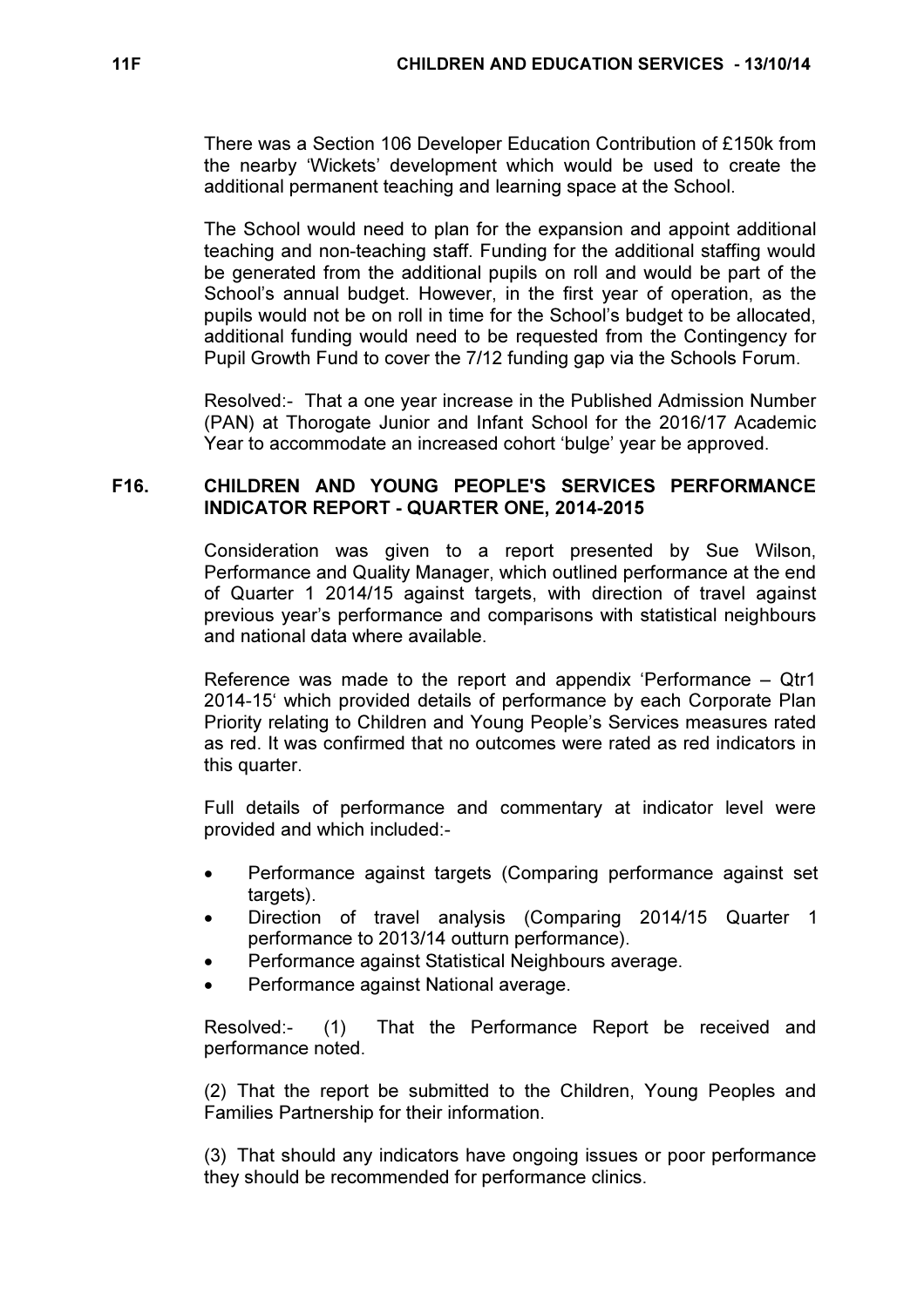There was a Section 106 Developer Education Contribution of £150k from the nearby 'Wickets' development which would be used to create the additional permanent teaching and learning space at the School.

The School would need to plan for the expansion and appoint additional teaching and non-teaching staff. Funding for the additional staffing would be generated from the additional pupils on roll and would be part of the School's annual budget. However, in the first year of operation, as the pupils would not be on roll in time for the School's budget to be allocated, additional funding would need to be requested from the Contingency for Pupil Growth Fund to cover the 7/12 funding gap via the Schools Forum.

Resolved:- That a one year increase in the Published Admission Number (PAN) at Thorogate Junior and Infant School for the 2016/17 Academic Year to accommodate an increased cohort 'bulge' year be approved.

## F16. CHILDREN AND YOUNG PEOPLE'S SERVICES PERFORMANCE INDICATOR REPORT - QUARTER ONE, 2014-2015

Consideration was given to a report presented by Sue Wilson, Performance and Quality Manager, which outlined performance at the end of Quarter 1 2014/15 against targets, with direction of travel against previous year's performance and comparisons with statistical neighbours and national data where available.

Reference was made to the report and appendix 'Performance – Qtr1 2014-15' which provided details of performance by each Corporate Plan Priority relating to Children and Young People's Services measures rated as red. It was confirmed that no outcomes were rated as red indicators in this quarter.

Full details of performance and commentary at indicator level were provided and which included:-

- Performance against targets (Comparing performance against set targets).
- Direction of travel analysis (Comparing 2014/15 Quarter 1 performance to 2013/14 outturn performance).
- Performance against Statistical Neighbours average.
- Performance against National average.

Resolved:- (1) That the Performance Report be received and performance noted.

(2) That the report be submitted to the Children, Young Peoples and Families Partnership for their information.

(3) That should any indicators have ongoing issues or poor performance they should be recommended for performance clinics.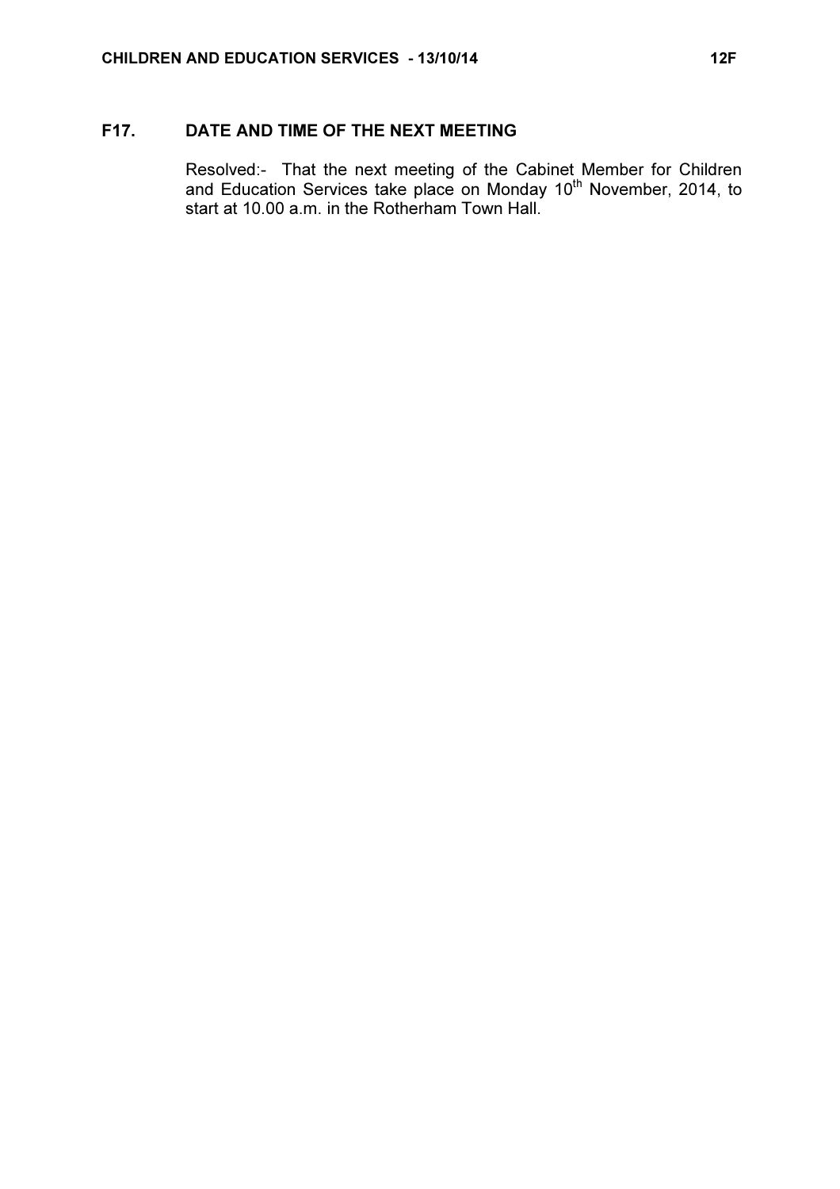## F17. DATE AND TIME OF THE NEXT MEETING

Resolved:- That the next meeting of the Cabinet Member for Children and Education Services take place on Monday 10th November, 2014, to start at 10.00 a.m. in the Rotherham Town Hall.